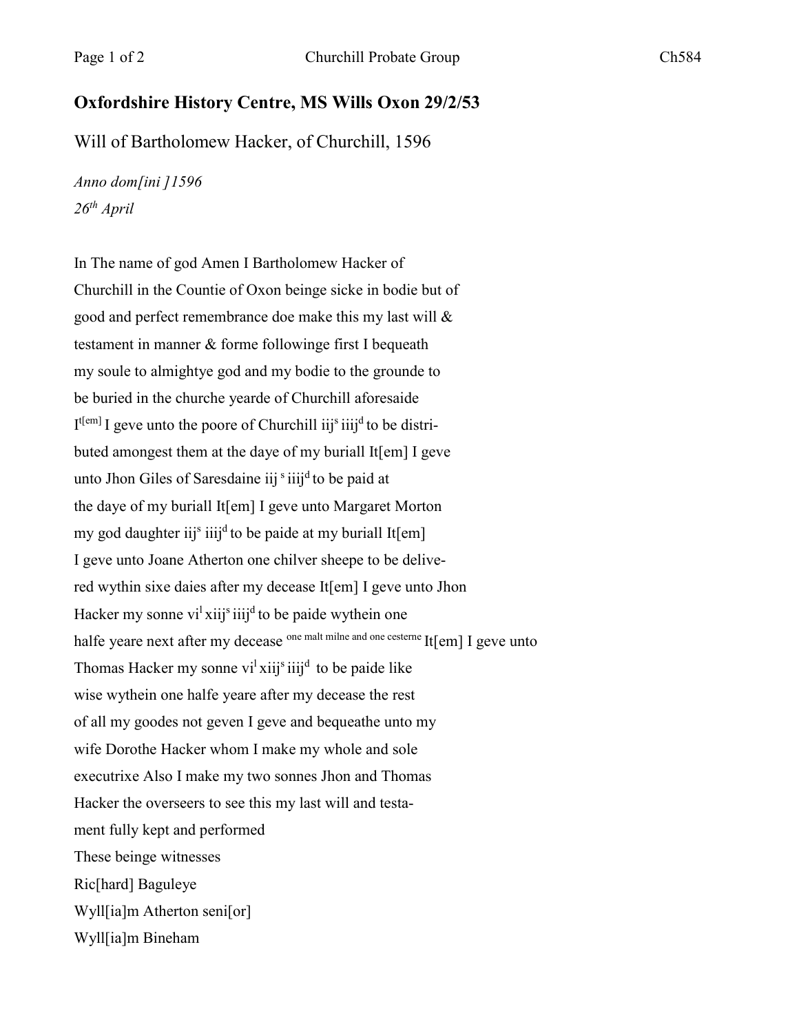## Oxfordshire History Centre, MS Wills Oxon 29/2/53

Will of Bartholomew Hacker, of Churchill, 1596

*Anno dom[ini ]1596*
*26th April*

In The name of god Amen I Bartholomew Hacker of
Churchill in the Countie of Oxon beinge sicke in bodie but of
good and perfect remembrance doe make this my last will &
testament in manner & forme followinge first I bequeath
my soule to almightye god and my bodie to the grounde to
be buried in the churche yearde of Churchill aforesaide
It[em] I geve unto the poore of Churchill iij$^{s}$ iiij$^{d}$ to be distri-
buted amongest them at the daye of my buriall It[em] I geve
unto Jhon Giles of Saresdaine iij$^{s}$ iiij$^{d}$ to be paid at
the daye of my buriall It[em] I geve unto Margaret Morton
my god daughter iij$^{s}$ iiij$^{d}$ to be paide at my buriall It[em]
I geve unto Joane Atherton one chilver sheepe to be delive-
red wythin sixe daies after my decease It[em] I geve unto Jhon
Hacker my sonne vi$^{l}$ xiij$^{s}$ iiij$^{d}$ to be paide wythein one
halfe yeare next after my decease one malt milne and one cesterne It[em] I geve unto
Thomas Hacker my sonne vi$^{l}$ xiij$^{s}$ iiij$^{d}$ to be paide like
wise wythein one halfe yeare after my decease the rest
of all my goodes not geven I geve and bequeathe unto my
wife Dorothe Hacker whom I make my whole and sole
executrixe Also I make my two sonnes Jhon and Thomas
Hacker the overseers to see this my last will and testa-
ment fully kept and performed
These beinge witnesses
Ric[hard] Baguleye
Wyll[ia]m Atherton seni[or]
Wyll[ia]m Bineham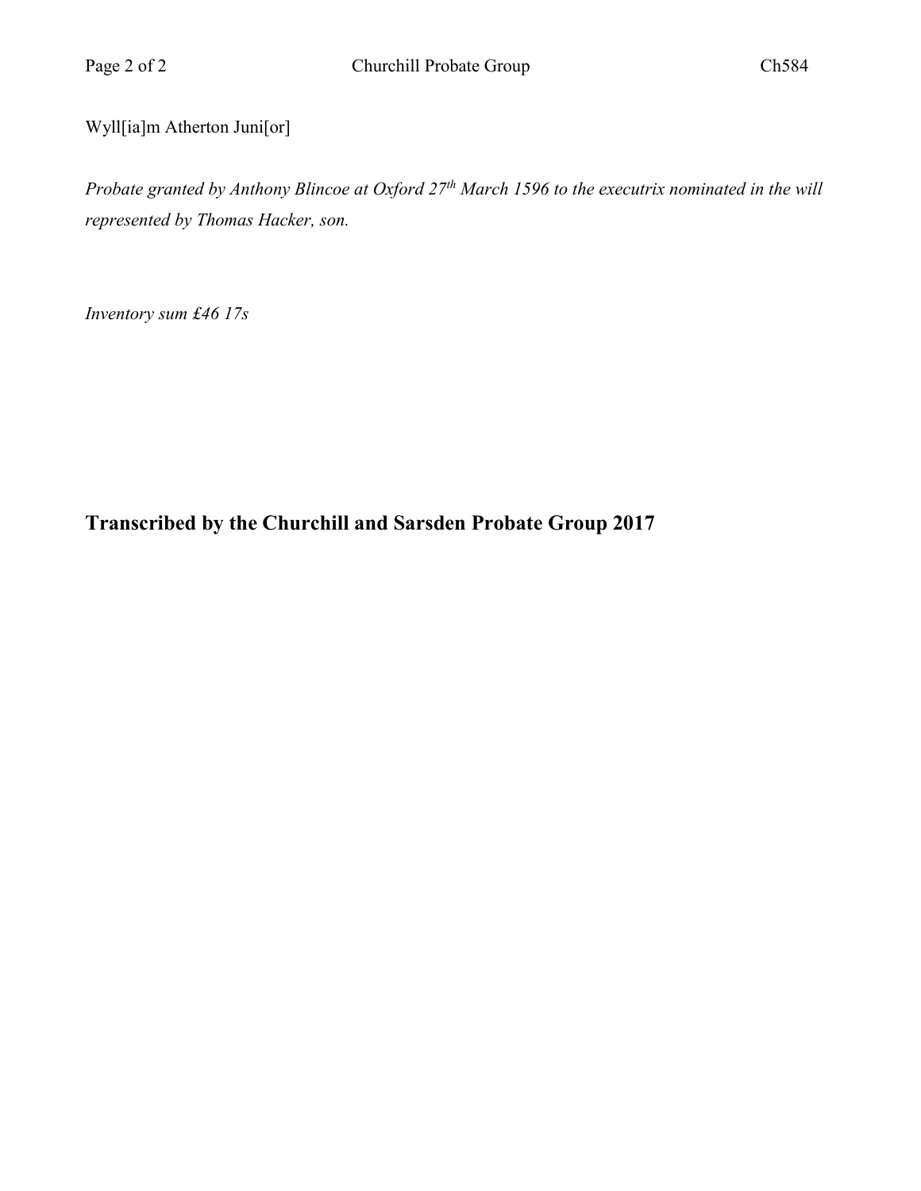Wyll[ia]m Atherton Juni[or]

*Probate granted by Anthony Blincoe at Oxford 27th March 1596 to the executrix nominated in the will represented by Thomas Hacker, son.*

*Inventory sum £46 17s*

**Transcribed by the Churchill and Sarsden Probate Group 2017**